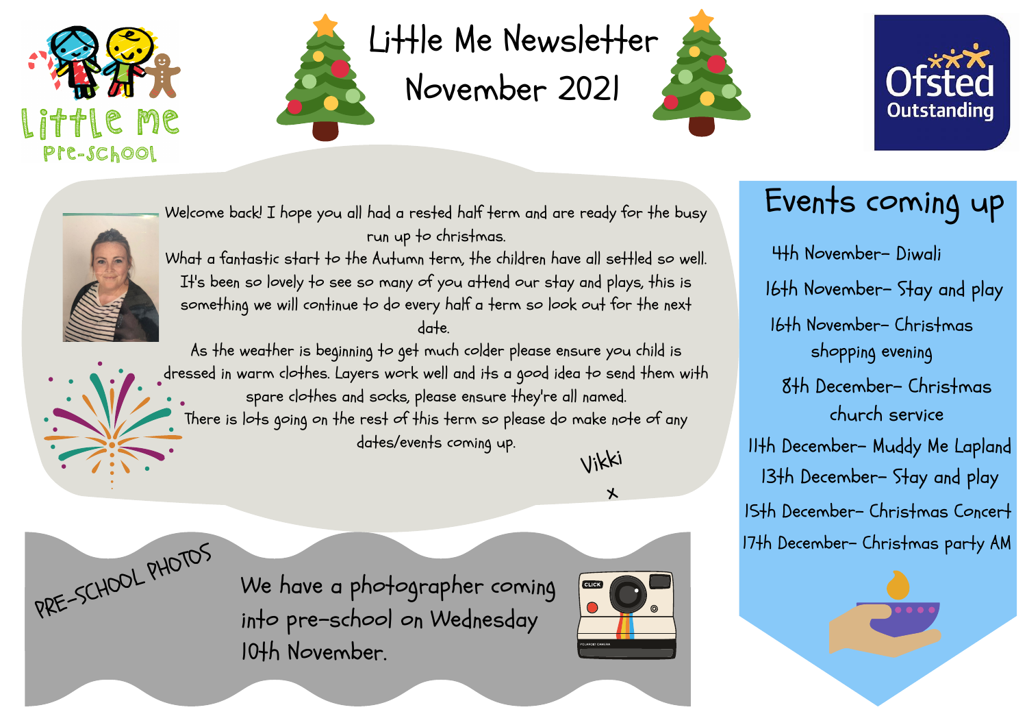Little Me Pre-School

# Little Me Newsletter November 2021

Ofsted Outstanding

Welcome back! I hope you all had a rested half term and are ready for the busy run up to christmas.

What a fantastic start to the Autumn term, the children have all settled so well. It's been so lovely to see so many of you attend our stay and plays, this is something we will continue to do every half a term so look out for the next date.

As the weather is beginning to get much colder please ensure you child is dressed in warm clothes. Layers work well and its a good idea to send them with spare clothes and socks, please ensure they're all named.

There is lots going on the rest of this term so please do make note of any dates/events coming up.

Vikki
x

## Events coming up

- 4th November- Diwali
- 16th November- Stay and play
- 16th November- Christmas shopping evening
- 8th December- Christmas church service
- 11th December- Muddy Me Lapland
- 13th December- Stay and play
- 15th December- Christmas Concert
- 17th December- Christmas party AM

## PRE-SCHOOL PHOTOS

We have a photographer coming into pre-school on Wednesday 10th November.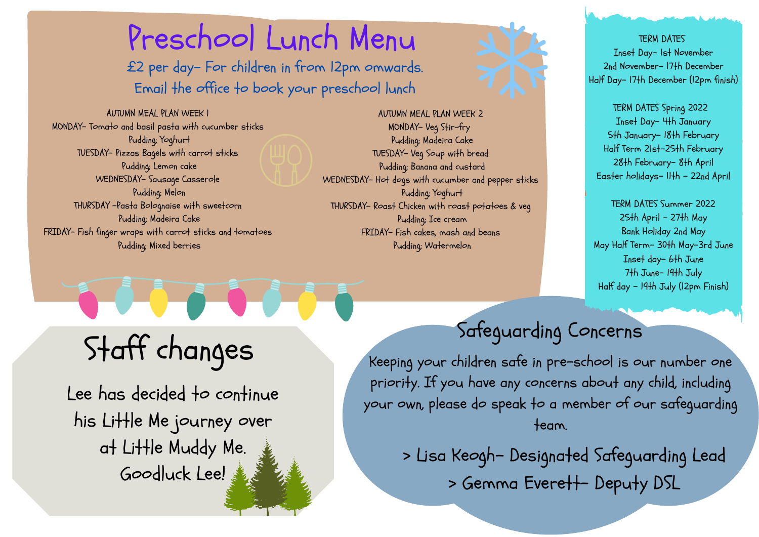# Preschool Lunch Menu

£2 per day- For children in from 12pm omwards.

Email the office to book your preschool lunch

AUTUMN MEAL PLAN WEEK 1

MONDAY- Tomato and basil pasta with cucumber sticks
Pudding; Yoghurt

TUESDAY- Pizzas Bagels with carrot sticks
Pudding; Lemon cake

WEDNESDAY- Sausage Casserole
Pudding; Melon

THURSDAY -Pasta Bolognaise with sweetcorn
Pudding; Madeira Cake

FRIDAY- Fish finger wraps with carrot sticks and tomatoes
Pudding; Mixed berries

AUTUMN MEAL PLAN WEEK 2

MONDAY- Veg Stir-fry
Pudding; Madeira Cake

TUESDAY- Veg Soup with bread
Pudding; Banana and custard

WEDNESDAY- Hot dogs with cucumber and pepper sticks
Pudding; Yoghurt

THURSDAY- Roast Chicken with roast potatoes & veg
Pudding; Ice cream

FRIDAY- Fish cakes, mash and beans
Pudding; Watermelon

TERM DATES
Inset Day- 1st November
2nd November- 17th December
Half Day- 17th December (12pm finish)

TERM DATES Spring 2022
Inset Day- 4th January
5th January- 18th February
Half Term 21st-25th February
28th February- 8th April
Easter holidays- 11th - 22nd April

TERM DATES Summer 2022
25th April - 27th May
Bank Holiday 2nd May
May Half Term- 30th May-3rd June
Inset day- 6th June
7th June- 19th July
Half day - 19th July (12pm Finish)

## Staff changes

Lee has decided to continue his Little Me journey over at Little Muddy Me. Goodluck Lee!

## Safeguarding Concerns

Keeping your children safe in pre-school is our number one priority. If you have any concerns about any child, including your own, please do speak to a member of our safeguarding team.

> Lisa Keogh- Designated Safeguarding Lead

> Gemma Everett- Deputy DSL